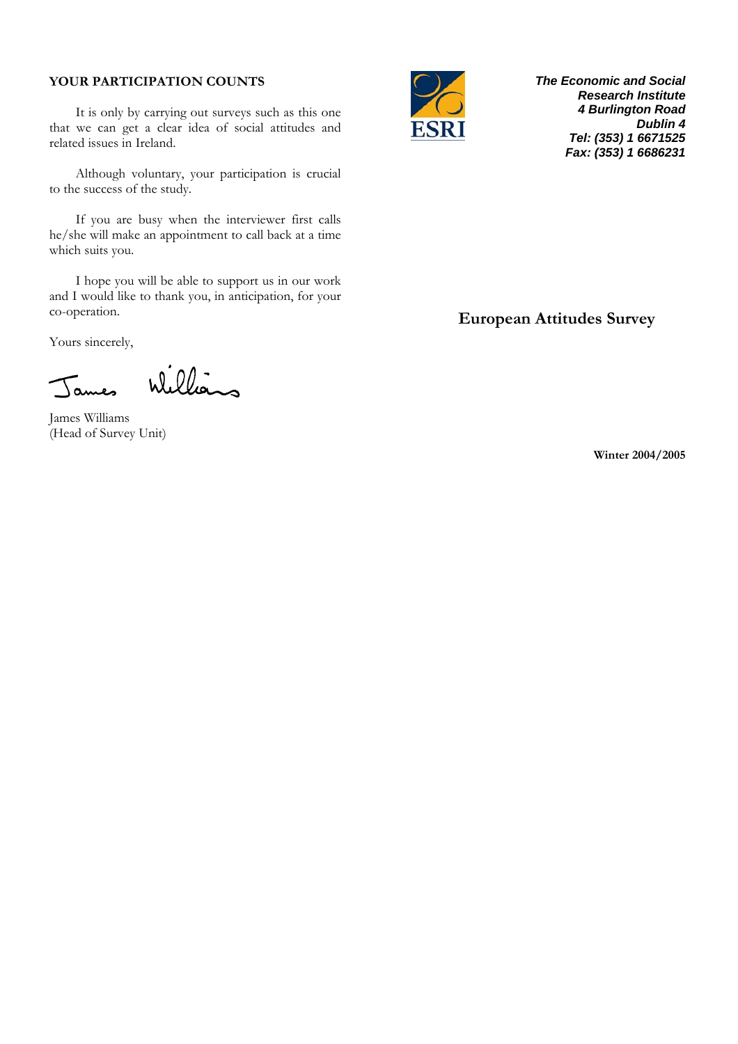## YOUR PARTICIPATION COUNTS

It is only by carrying out surveys such as this one that we can get a clear idea of social attitudes and related issues in Ireland.

Although voluntary, your participation is crucial to the success of the study.

If you are busy when the interviewer first calls he/she will make an appointment to call back at a time which suits you.

I hope you will be able to support us in our work and I would like to thank you, in anticipation, for your co-operation.

Yours sincerely,

James Williams

James Williams
(Head of Survey Unit)

***The Economic and Social Research Institute***
***4 Burlington Road***
***Dublin 4***
***Tel: (353) 1 6671525***
***Fax: (353) 1 6686231***

# European Attitudes Survey

**Winter 2004/2005**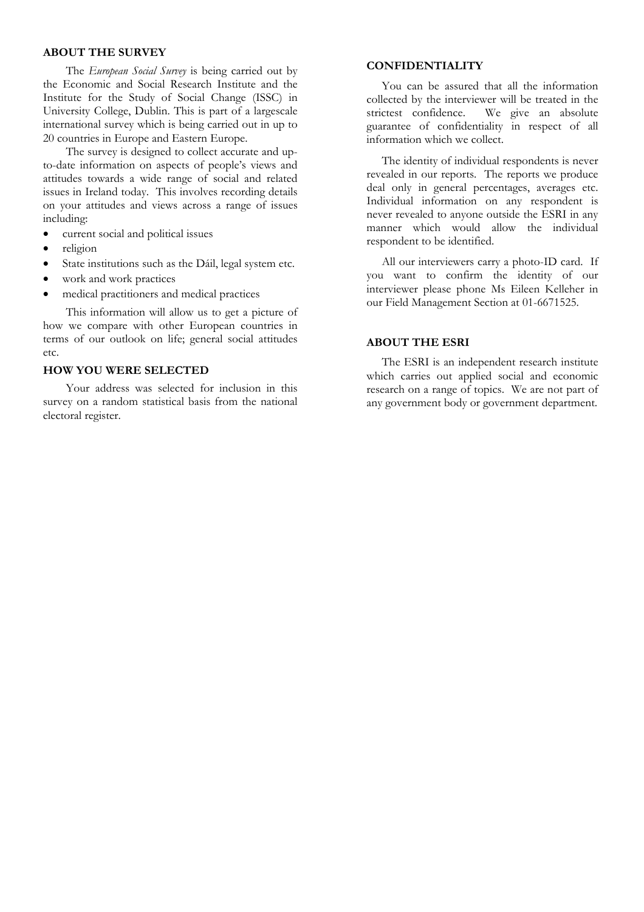## ABOUT THE SURVEY

The *European Social Survey* is being carried out by the Economic and Social Research Institute and the Institute for the Study of Social Change (ISSC) in University College, Dublin. This is part of a largescale international survey which is being carried out in up to 20 countries in Europe and Eastern Europe.

The survey is designed to collect accurate and up-to-date information on aspects of people's views and attitudes towards a wide range of social and related issues in Ireland today. This involves recording details on your attitudes and views across a range of issues including:

- current social and political issues
- religion
- State institutions such as the Dáil, legal system etc.
- work and work practices
- medical practitioners and medical practices

This information will allow us to get a picture of how we compare with other European countries in terms of our outlook on life; general social attitudes etc.

## HOW YOU WERE SELECTED

Your address was selected for inclusion in this survey on a random statistical basis from the national electoral register.

## CONFIDENTIALITY

You can be assured that all the information collected by the interviewer will be treated in the strictest confidence. We give an absolute guarantee of confidentiality in respect of all information which we collect.

The identity of individual respondents is never revealed in our reports. The reports we produce deal only in general percentages, averages etc. Individual information on any respondent is never revealed to anyone outside the ESRI in any manner which would allow the individual respondent to be identified.

All our interviewers carry a photo-ID card. If you want to confirm the identity of our interviewer please phone Ms Eileen Kelleher in our Field Management Section at 01-6671525.

## ABOUT THE ESRI

The ESRI is an independent research institute which carries out applied social and economic research on a range of topics. We are not part of any government body or government department.